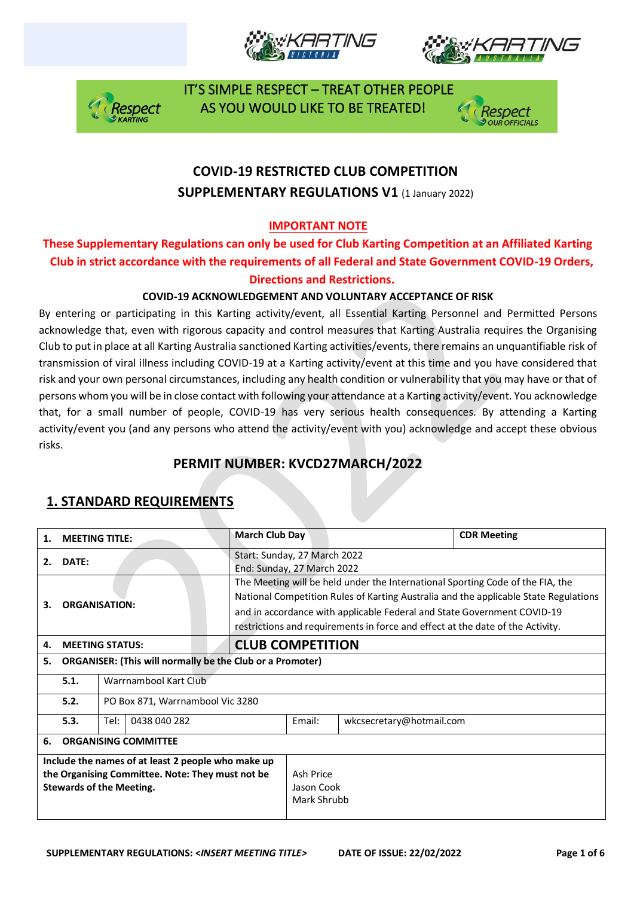IT'S SIMPLE RESPECT – TREAT OTHER PEOPLE AS YOU WOULD LIKE TO BE TREATED!

# COVID-19 RESTRICTED CLUB COMPETITION SUPPLEMENTARY REGULATIONS V1 (1 January 2022)

**IMPORTANT NOTE**

**These Supplementary Regulations can only be used for Club Karting Competition at an Affiliated Karting Club in strict accordance with the requirements of all Federal and State Government COVID-19 Orders, Directions and Restrictions.**

**COVID-19 ACKNOWLEDGEMENT AND VOLUNTARY ACCEPTANCE OF RISK**

By entering or participating in this Karting activity/event, all Essential Karting Personnel and Permitted Persons acknowledge that, even with rigorous capacity and control measures that Karting Australia requires the Organising Club to put in place at all Karting Australia sanctioned Karting activities/events, there remains an unquantifiable risk of transmission of viral illness including COVID-19 at a Karting activity/event at this time and you have considered that risk and your own personal circumstances, including any health condition or vulnerability that you may have or that of persons whom you will be in close contact with following your attendance at a Karting activity/event. You acknowledge that, for a small number of people, COVID-19 has very serious health consequences. By attending a Karting activity/event you (and any persons who attend the activity/event with you) acknowledge and accept these obvious risks.

## PERMIT NUMBER: KVCD27MARCH/2022

## 1. STANDARD REQUIREMENTS

| | | | | |
|---|---|---|---|---|
| **1. MEETING TITLE:** | | **March Club Day** | | **CDR Meeting** |
| **2. DATE:** | | Start: Sunday, 27 March 2022<br>End: Sunday, 27 March 2022 | | |
| **3. ORGANISATION:** | | The Meeting will be held under the International Sporting Code of the FIA, the National Competition Rules of Karting Australia and the applicable State Regulations and in accordance with applicable Federal and State Government COVID-19 restrictions and requirements in force and effect at the date of the Activity. | | |
| **4. MEETING STATUS:** | | **CLUB COMPETITION** | | |
| **5. ORGANISER: (This will normally be the Club or a Promoter)** | | | | |
| **5.1.** | Warrnambool Kart Club | | | |
| **5.2.** | PO Box 871, Warrnambool Vic 3280 | | | |
| **5.3.** | Tel: 0438 040 282 | | Email: | wkcsecretary@hotmail.com |
| **6. ORGANISING COMMITTEE** | | | | |
| **Include the names of at least 2 people who make up the Organising Committee. Note: They must not be Stewards of the Meeting.** | | Ash Price<br>Jason Cook<br>Mark Shrubb | | |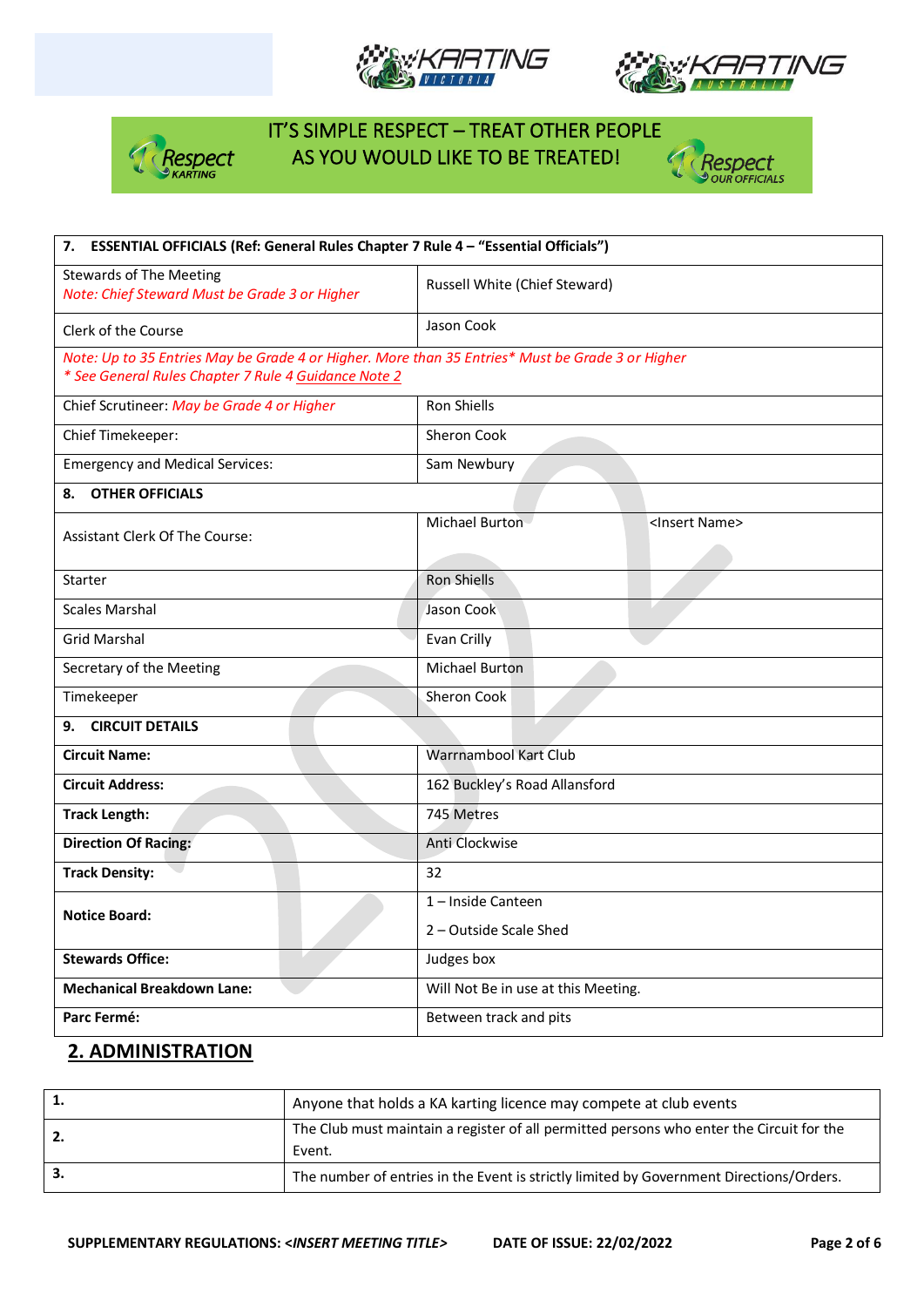IT'S SIMPLE RESPECT – TREAT OTHER PEOPLE AS YOU WOULD LIKE TO BE TREATED!

| **7. ESSENTIAL OFFICIALS (Ref: General Rules Chapter 7 Rule 4 – "Essential Officials")** | | |
|---|---|---|
| Stewards of The Meeting *Note: Chief Steward Must be Grade 3 or Higher* | Russell White (Chief Steward) | |
| Clerk of the Course | Jason Cook | |
| *Note: Up to 35 Entries May be Grade 4 or Higher. More than 35 Entries* Must be Grade 3 or Higher* *\* See General Rules Chapter 7 Rule 4 Guidance Note 2* | | |
| Chief Scrutineer: *May be Grade 4 or Higher* | Ron Shiells | |
| Chief Timekeeper: | Sheron Cook | |
| Emergency and Medical Services: | Sam Newbury | |
| **8. OTHER OFFICIALS** | | |
| Assistant Clerk Of The Course: | Michael Burton | <Insert Name> |
| Starter | Ron Shiells | |
| Scales Marshal | Jason Cook | |
| Grid Marshal | Evan Crilly | |
| Secretary of the Meeting | Michael Burton | |
| Timekeeper | Sheron Cook | |
| **9. CIRCUIT DETAILS** | | |
| **Circuit Name:** | Warrnambool Kart Club | |
| **Circuit Address:** | 162 Buckley's Road Allansford | |
| **Track Length:** | 745 Metres | |
| **Direction Of Racing:** | Anti Clockwise | |
| **Track Density:** | 32 | |
| **Notice Board:** | 1 – Inside Canteen<br>2 – Outside Scale Shed | |
| **Stewards Office:** | Judges box | |
| **Mechanical Breakdown Lane:** | Will Not Be in use at this Meeting. | |
| **Parc Fermé:** | Between track and pits | |

## 2. ADMINISTRATION

| | |
|---|---|
| **1.** | Anyone that holds a KA karting licence may compete at club events |
| **2.** | The Club must maintain a register of all permitted persons who enter the Circuit for the Event. |
| **3.** | The number of entries in the Event is strictly limited by Government Directions/Orders. |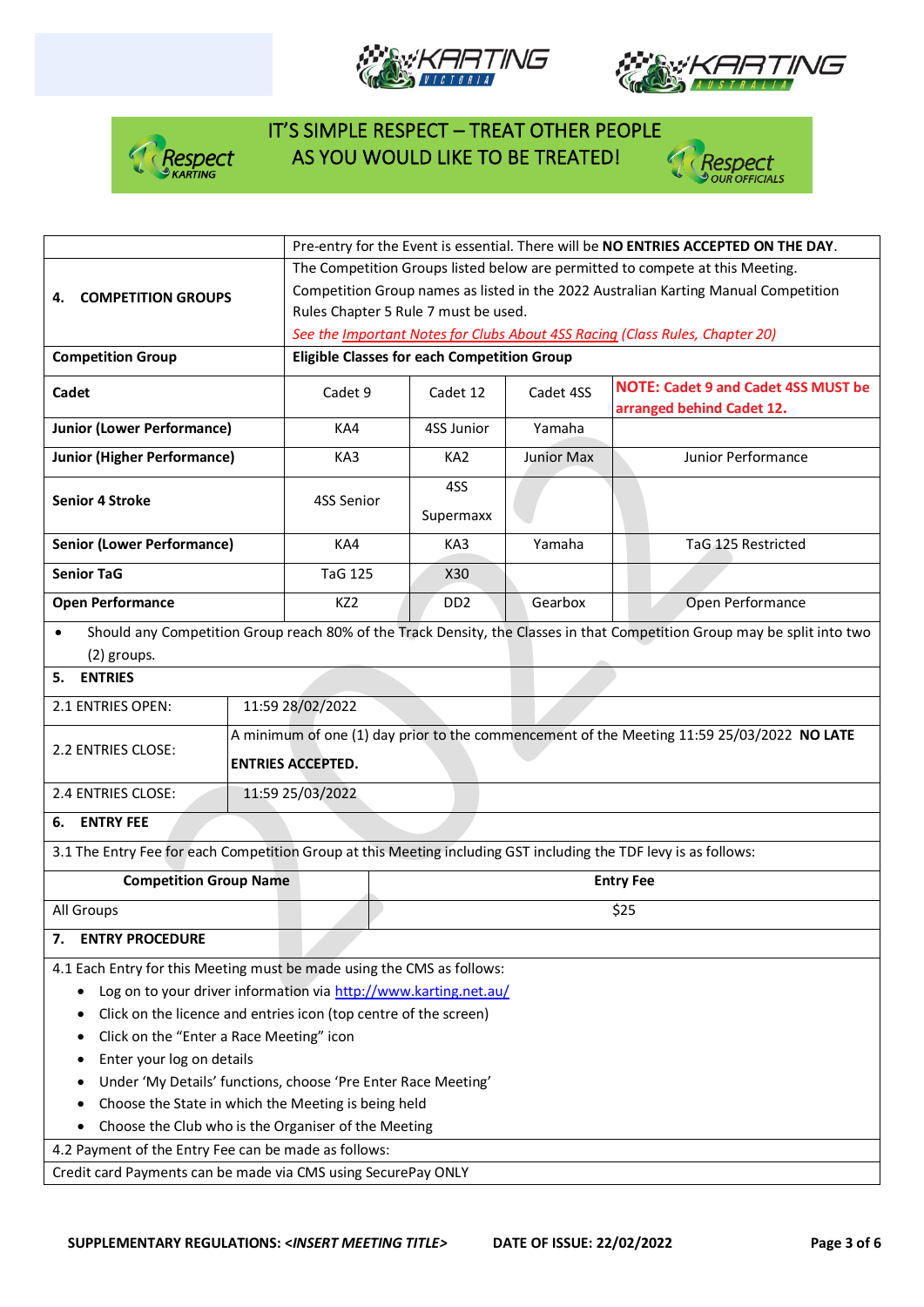IT'S SIMPLE RESPECT – TREAT OTHER PEOPLE AS YOU WOULD LIKE TO BE TREATED!

| | Pre-entry for the Event is essential. There will be **NO ENTRIES ACCEPTED ON THE DAY**. | | | |
|---|---|---|---|---|
| **4. COMPETITION GROUPS** | The Competition Groups listed below are permitted to compete at this Meeting. Competition Group names as listed in the 2022 Australian Karting Manual Competition Rules Chapter 5 Rule 7 must be used. *See the Important Notes for Clubs About 4SS Racing (Class Rules, Chapter 20)* | | | |
| **Competition Group** | **Eligible Classes for each Competition Group** | | | |
| **Cadet** | Cadet 9 | Cadet 12 | Cadet 4SS | **NOTE: Cadet 9 and Cadet 4SS MUST be arranged behind Cadet 12.** |
| **Junior (Lower Performance)** | KA4 | 4SS Junior | Yamaha | |
| **Junior (Higher Performance)** | KA3 | KA2 | Junior Max | Junior Performance |
| **Senior 4 Stroke** | 4SS Senior | 4SS Supermaxx | | |
| **Senior (Lower Performance)** | KA4 | KA3 | Yamaha | TaG 125 Restricted |
| **Senior TaG** | TaG 125 | X30 | | |
| **Open Performance** | KZ2 | DD2 | Gearbox | Open Performance |

- Should any Competition Group reach 80% of the Track Density, the Classes in that Competition Group may be split into two (2) groups.

## 5. ENTRIES

| | |
|---|---|
| 2.1 ENTRIES OPEN: | 11:59 28/02/2022 |
| 2.2 ENTRIES CLOSE: | A minimum of one (1) day prior to the commencement of the Meeting 11:59 25/03/2022 **NO LATE ENTRIES ACCEPTED.** |
| 2.4 ENTRIES CLOSE: | 11:59 25/03/2022 |

## 6. ENTRY FEE

3.1 The Entry Fee for each Competition Group at this Meeting including GST including the TDF levy is as follows:

| **Competition Group Name** | **Entry Fee** |
|---|---|
| All Groups | $25 |

## 7. ENTRY PROCEDURE

4.1 Each Entry for this Meeting must be made using the CMS as follows:

- Log on to your driver information via http://www.karting.net.au/
- Click on the licence and entries icon (top centre of the screen)
- Click on the "Enter a Race Meeting" icon
- Enter your log on details
- Under 'My Details' functions, choose 'Pre Enter Race Meeting'
- Choose the State in which the Meeting is being held
- Choose the Club who is the Organiser of the Meeting

4.2 Payment of the Entry Fee can be made as follows:

Credit card Payments can be made via CMS using SecurePay ONLY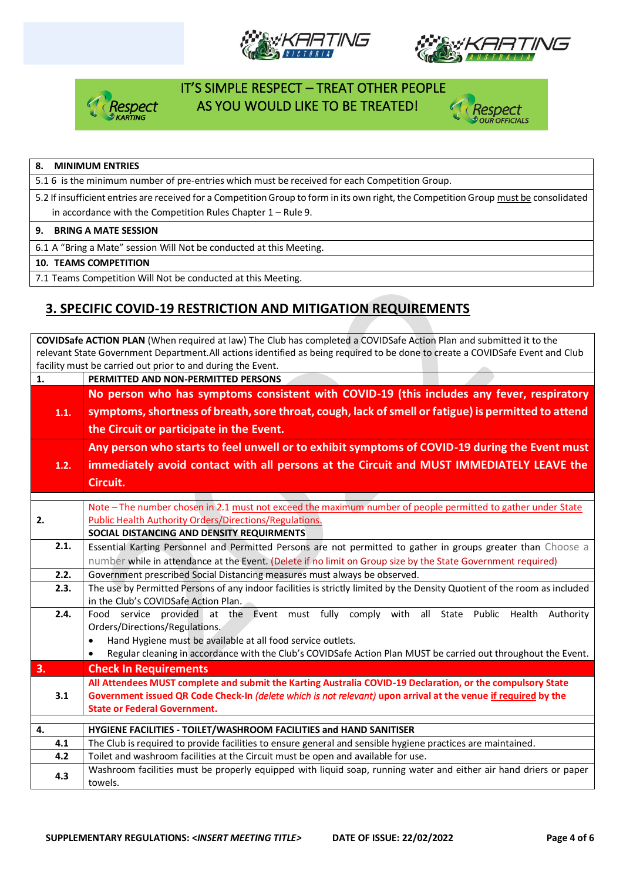IT'S SIMPLE RESPECT – TREAT OTHER PEOPLE AS YOU WOULD LIKE TO BE TREATED!

| **8. MINIMUM ENTRIES** |
|---|
| 5.1 6 is the minimum number of pre-entries which must be received for each Competition Group. |
| 5.2 If insufficient entries are received for a Competition Group to form in its own right, the Competition Group must be consolidated in accordance with the Competition Rules Chapter 1 – Rule 9. |
| **9. BRING A MATE SESSION** |
| 6.1 A "Bring a Mate" session Will Not be conducted at this Meeting. |
| **10. TEAMS COMPETITION** |
| 7.1 Teams Competition Will Not be conducted at this Meeting. |

## 3. SPECIFIC COVID-19 RESTRICTION AND MITIGATION REQUIREMENTS

| **COVIDSAFE ACTION PLAN** (When required at law) The Club has completed a COVIDSafe Action Plan and submitted it to the relevant State Government Department. All actions identified as being required to be done to create a COVIDSafe Event and Club facility must be carried out prior to and during the Event. | |
|---|---|
| **1.** | **PERMITTED AND NON-PERMITTED PERSONS** |
| **1.1.** | **No person who has symptoms consistent with COVID-19 (this includes any fever, respiratory symptoms, shortness of breath, sore throat, cough, lack of smell or fatigue) is permitted to attend the Circuit or participate in the Event.** |
| **1.2.** | **Any person who starts to feel unwell or to exhibit symptoms of COVID-19 during the Event must immediately avoid contact with all persons at the Circuit and MUST IMMEDIATELY LEAVE the Circuit.** |
| **2.** | Note – The number chosen in 2.1 must not exceed the maximum number of people permitted to gather under State Public Health Authority Orders/Directions/Regulations. **SOCIAL DISTANCING AND DENSITY REQUIRMENTS** |
| **2.1.** | Essential Karting Personnel and Permitted Persons are not permitted to gather in groups greater than Choose a number while in attendance at the Event. (Delete if no limit on Group size by the State Government required) |
| **2.2.** | Government prescribed Social Distancing measures must always be observed. |
| **2.3.** | The use by Permitted Persons of any indoor facilities is strictly limited by the Density Quotient of the room as included in the Club's COVIDSafe Action Plan. |
| **2.4.** | Food service provided at the Event must fully comply with all State Public Health Authority Orders/Directions/Regulations.<br>• Hand Hygiene must be available at all food service outlets.<br>• Regular cleaning in accordance with the Club's COVIDSafe Action Plan MUST be carried out throughout the Event. |
| **3.** | **Check In Requirements** |
| **3.1** | **All Attendees MUST complete and submit the Karting Australia COVID-19 Declaration, or the compulsory State Government issued QR Code Check-In *(delete which is not relevant)* upon arrival at the venue if required by the State or Federal Government.** |
| **4.** | **HYGIENE FACILITIES - TOILET/WASHROOM FACILITIES and HAND SANITISER** |
| **4.1** | The Club is required to provide facilities to ensure general and sensible hygiene practices are maintained. |
| **4.2** | Toilet and washroom facilities at the Circuit must be open and available for use. |
| **4.3** | Washroom facilities must be properly equipped with liquid soap, running water and either air hand driers or paper towels. |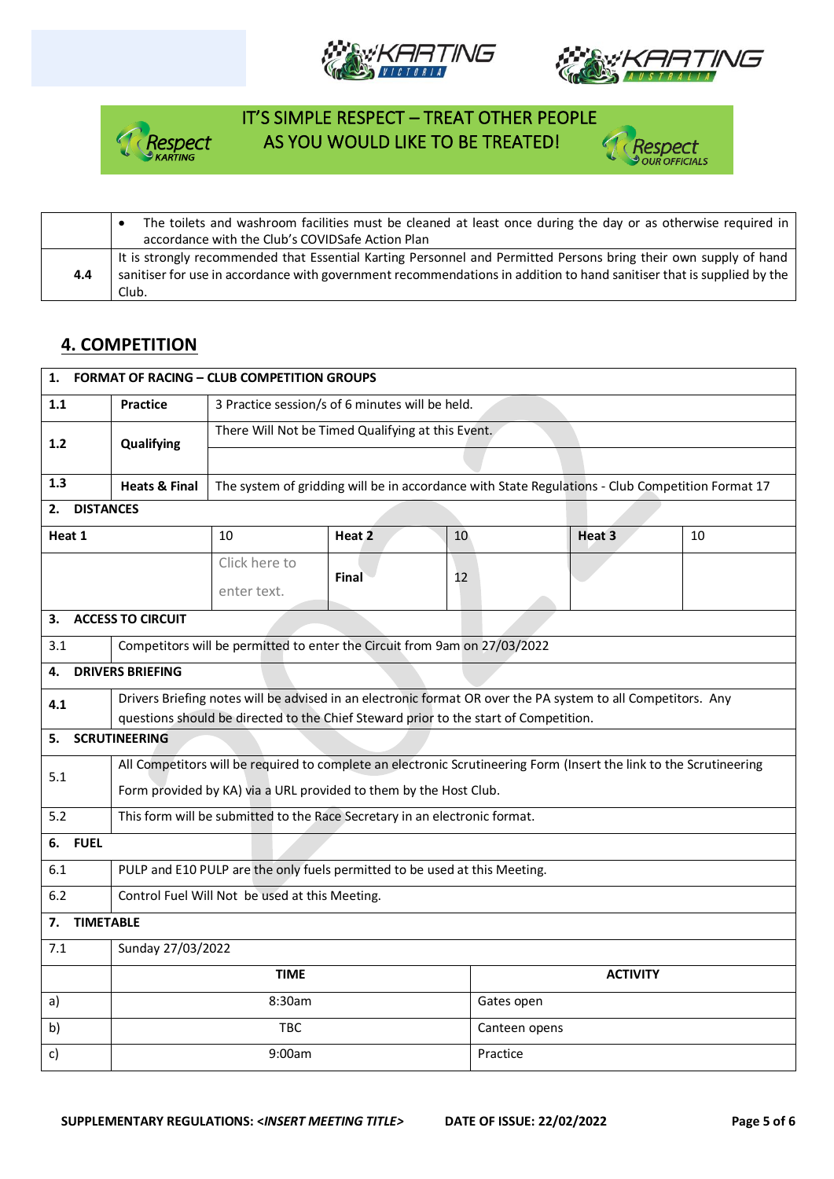IT'S SIMPLE RESPECT – TREAT OTHER PEOPLE AS YOU WOULD LIKE TO BE TREATED!

| | |
|---|---|
| | • The toilets and washroom facilities must be cleaned at least once during the day or as otherwise required in accordance with the Club's COVIDSafe Action Plan |
| 4.4 | It is strongly recommended that Essential Karting Personnel and Permitted Persons bring their own supply of hand sanitiser for use in accordance with government recommendations in addition to hand sanitiser that is supplied by the Club. |

## 4. COMPETITION

| 1. FORMAT OF RACING – CLUB COMPETITION GROUPS | | | | | | |
|---|---|---|---|---|---|---|
| 1.1 | **Practice** | 3 Practice session/s of 6 minutes will be held. | | | | |
| 1.2 | **Qualifying** | There Will Not be Timed Qualifying at this Event. | | | | |
| 1.3 | **Heats & Final** | The system of gridding will be in accordance with State Regulations - Club Competition Format 17 | | | | |

| **2. DISTANCES** | | | | | |
|---|---|---|---|---|---|
| **Heat 1** | 10 | **Heat 2** | 10 | **Heat 3** | 10 |
| | Click here to enter text. | **Final** | 12 | | |

| | |
|---|---|
| **3. ACCESS TO CIRCUIT** | |
| 3.1 | Competitors will be permitted to enter the Circuit from 9am on 27/03/2022 |
| **4. DRIVERS BRIEFING** | |
| 4.1 | Drivers Briefing notes will be advised in an electronic format OR over the PA system to all Competitors. Any questions should be directed to the Chief Steward prior to the start of Competition. |
| **5. SCRUTINEERING** | |
| 5.1 | All Competitors will be required to complete an electronic Scrutineering Form (Insert the link to the Scrutineering Form provided by KA) via a URL provided to them by the Host Club. |
| 5.2 | This form will be submitted to the Race Secretary in an electronic format. |
| **6. FUEL** | |
| 6.1 | PULP and E10 PULP are the only fuels permitted to be used at this Meeting. |
| 6.2 | Control Fuel Will Not be used at this Meeting. |
| **7. TIMETABLE** | |
| 7.1 | Sunday 27/03/2022 |

| | **TIME** | **ACTIVITY** |
|---|---|---|
| a) | 8:30am | Gates open |
| b) | TBC | Canteen opens |
| c) | 9:00am | Practice |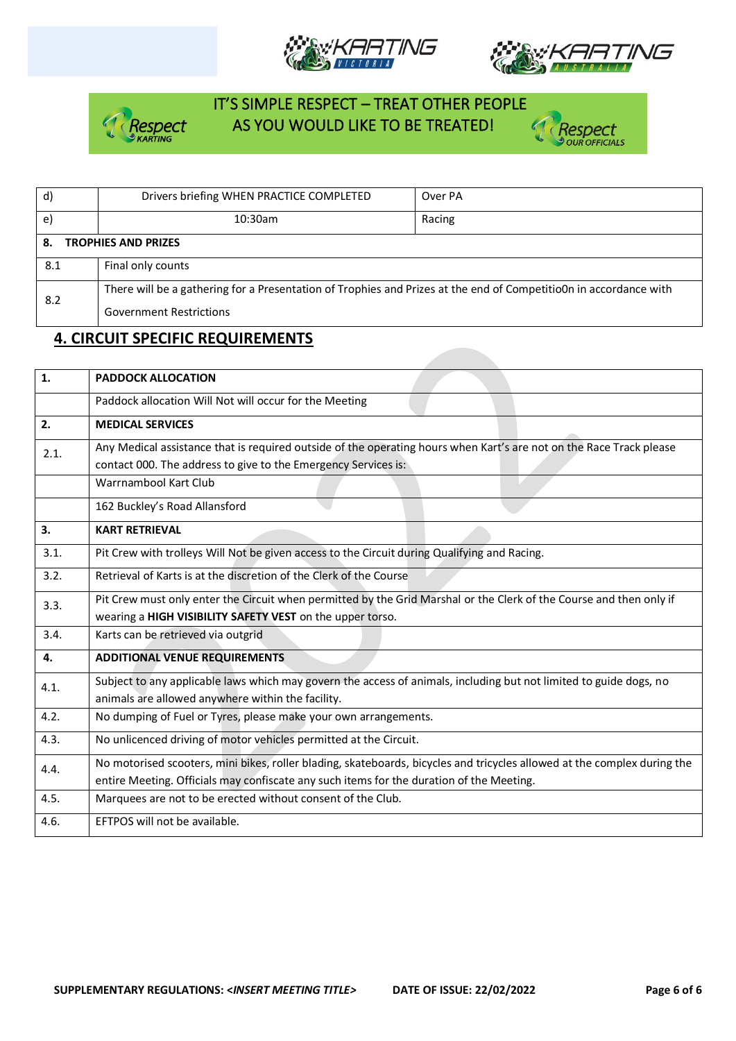IT'S SIMPLE RESPECT – TREAT OTHER PEOPLE AS YOU WOULD LIKE TO BE TREATED!

| | | |
|---|---|---|
| d) | Drivers briefing WHEN PRACTICE COMPLETED | Over PA |
| e) | 10:30am | Racing |
| **8. TROPHIES AND PRIZES** | | |
| 8.1 | Final only counts | |
| 8.2 | There will be a gathering for a Presentation of Trophies and Prizes at the end of Competitio0n in accordance with Government Restrictions | |

## 4. CIRCUIT SPECIFIC REQUIREMENTS

| | |
|---|---|
| **1.** | **PADDOCK ALLOCATION** |
| | Paddock allocation Will Not will occur for the Meeting |
| **2.** | **MEDICAL SERVICES** |
| 2.1. | Any Medical assistance that is required outside of the operating hours when Kart's are not on the Race Track please contact 000. The address to give to the Emergency Services is: |
| | Warrnambool Kart Club |
| | 162 Buckley's Road Allansford |
| **3.** | **KART RETRIEVAL** |
| 3.1. | Pit Crew with trolleys Will Not be given access to the Circuit during Qualifying and Racing. |
| 3.2. | Retrieval of Karts is at the discretion of the Clerk of the Course |
| 3.3. | Pit Crew must only enter the Circuit when permitted by the Grid Marshal or the Clerk of the Course and then only if wearing a **HIGH VISIBILITY SAFETY VEST** on the upper torso. |
| 3.4. | Karts can be retrieved via outgrid |
| **4.** | **ADDITIONAL VENUE REQUIREMENTS** |
| 4.1. | Subject to any applicable laws which may govern the access of animals, including but not limited to guide dogs, no animals are allowed anywhere within the facility. |
| 4.2. | No dumping of Fuel or Tyres, please make your own arrangements. |
| 4.3. | No unlicenced driving of motor vehicles permitted at the Circuit. |
| 4.4. | No motorised scooters, mini bikes, roller blading, skateboards, bicycles and tricycles allowed at the complex during the entire Meeting. Officials may confiscate any such items for the duration of the Meeting. |
| 4.5. | Marquees are not to be erected without consent of the Club. |
| 4.6. | EFTPOS will not be available. |